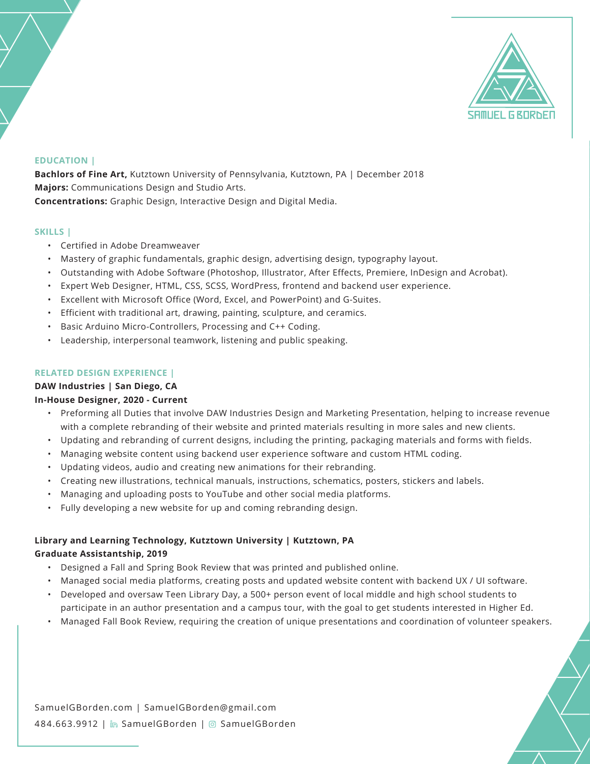SAMUEL G BORDEN

## EDUCATION |

**Bachlors of Fine Art,** Kutztown University of Pennsylvania, Kutztown, PA | December 2018
**Majors:** Communications Design and Studio Arts.
**Concentrations:** Graphic Design, Interactive Design and Digital Media.

## SKILLS |

- Certified in Adobe Dreamweaver
- Mastery of graphic fundamentals, graphic design, advertising design, typography layout.
- Outstanding with Adobe Software (Photoshop, Illustrator, After Effects, Premiere, InDesign and Acrobat).
- Expert Web Designer, HTML, CSS, SCSS, WordPress, frontend and backend user experience.
- Excellent with Microsoft Office (Word, Excel, and PowerPoint) and G-Suites.
- Efficient with traditional art, drawing, painting, sculpture, and ceramics.
- Basic Arduino Micro-Controllers, Processing and C++ Coding.
- Leadership, interpersonal teamwork, listening and public speaking.

## RELATED DESIGN EXPERIENCE |

**DAW Industries | San Diego, CA**
**In-House Designer, 2020 - Current**

- Preforming all Duties that involve DAW Industries Design and Marketing Presentation, helping to increase revenue with a complete rebranding of their website and printed materials resulting in more sales and new clients.
- Updating and rebranding of current designs, including the printing, packaging materials and forms with fields.
- Managing website content using backend user experience software and custom HTML coding.
- Updating videos, audio and creating new animations for their rebranding.
- Creating new illustrations, technical manuals, instructions, schematics, posters, stickers and labels.
- Managing and uploading posts to YouTube and other social media platforms.
- Fully developing a new website for up and coming rebranding design.

**Library and Learning Technology, Kutztown University | Kutztown, PA**
**Graduate Assistantship, 2019**

- Designed a Fall and Spring Book Review that was printed and published online.
- Managed social media platforms, creating posts and updated website content with backend UX / UI software.
- Developed and oversaw Teen Library Day, a 500+ person event of local middle and high school students to participate in an author presentation and a campus tour, with the goal to get students interested in Higher Ed.
- Managed Fall Book Review, requiring the creation of unique presentations and coordination of volunteer speakers.

SamuelGBorden.com | SamuelGBorden@gmail.com
484.663.9912 | SamuelGBorden | SamuelGBorden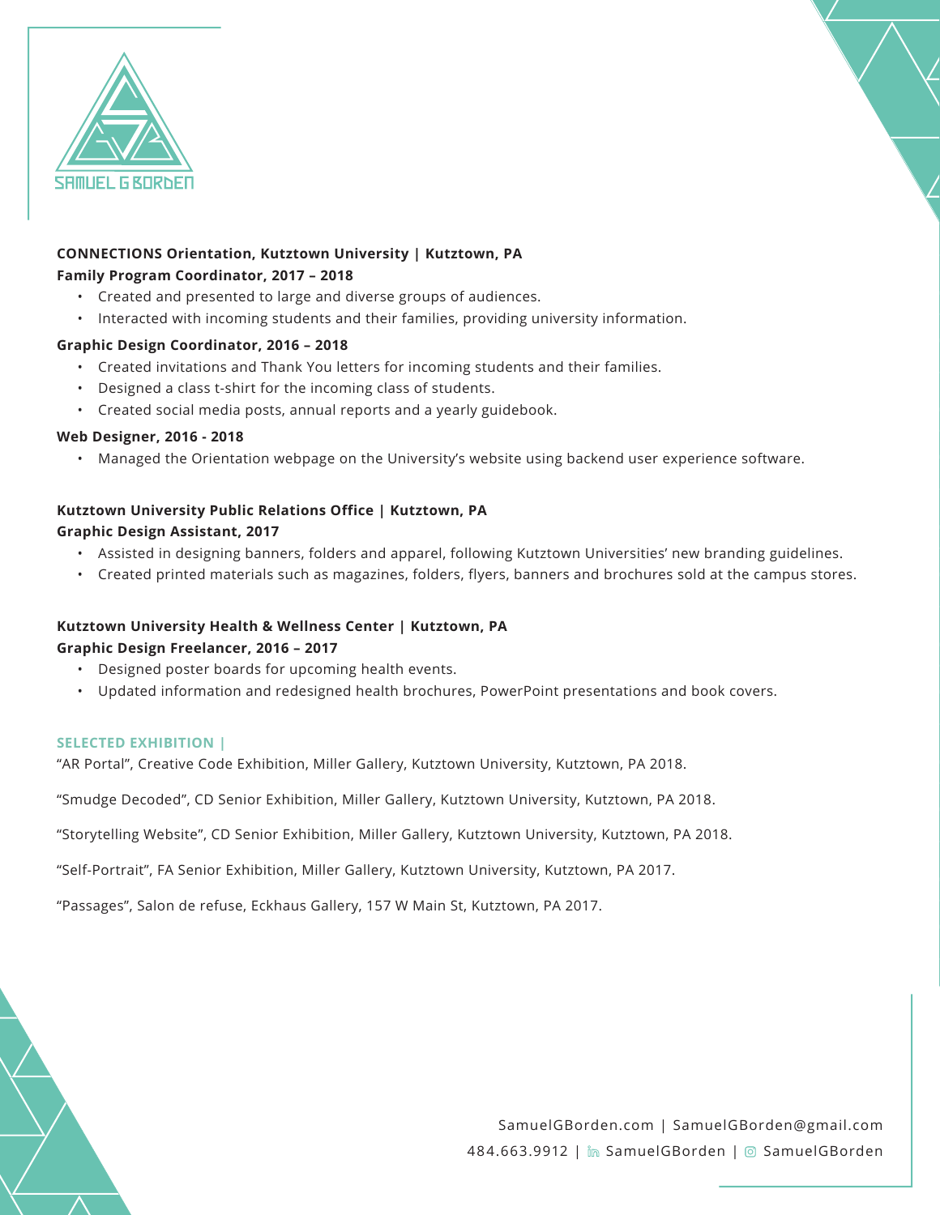SAMUEL G BORDEN

**CONNECTIONS Orientation, Kutztown University | Kutztown, PA**
**Family Program Coordinator, 2017 – 2018**

- Created and presented to large and diverse groups of audiences.
- Interacted with incoming students and their families, providing university information.

**Graphic Design Coordinator, 2016 – 2018**

- Created invitations and Thank You letters for incoming students and their families.
- Designed a class t-shirt for the incoming class of students.
- Created social media posts, annual reports and a yearly guidebook.

**Web Designer, 2016 - 2018**

- Managed the Orientation webpage on the University's website using backend user experience software.

**Kutztown University Public Relations Office | Kutztown, PA**
**Graphic Design Assistant, 2017**

- Assisted in designing banners, folders and apparel, following Kutztown Universities' new branding guidelines.
- Created printed materials such as magazines, folders, flyers, banners and brochures sold at the campus stores.

**Kutztown University Health & Wellness Center | Kutztown, PA**
**Graphic Design Freelancer, 2016 – 2017**

- Designed poster boards for upcoming health events.
- Updated information and redesigned health brochures, PowerPoint presentations and book covers.

## SELECTED EXHIBITION |

"AR Portal", Creative Code Exhibition, Miller Gallery, Kutztown University, Kutztown, PA 2018.

"Smudge Decoded", CD Senior Exhibition, Miller Gallery, Kutztown University, Kutztown, PA 2018.

"Storytelling Website", CD Senior Exhibition, Miller Gallery, Kutztown University, Kutztown, PA 2018.

"Self-Portrait", FA Senior Exhibition, Miller Gallery, Kutztown University, Kutztown, PA 2017.

"Passages", Salon de refuse, Eckhaus Gallery, 157 W Main St, Kutztown, PA 2017.

SamuelGBorden.com | SamuelGBorden@gmail.com
484.663.9912 | SamuelGBorden | SamuelGBorden